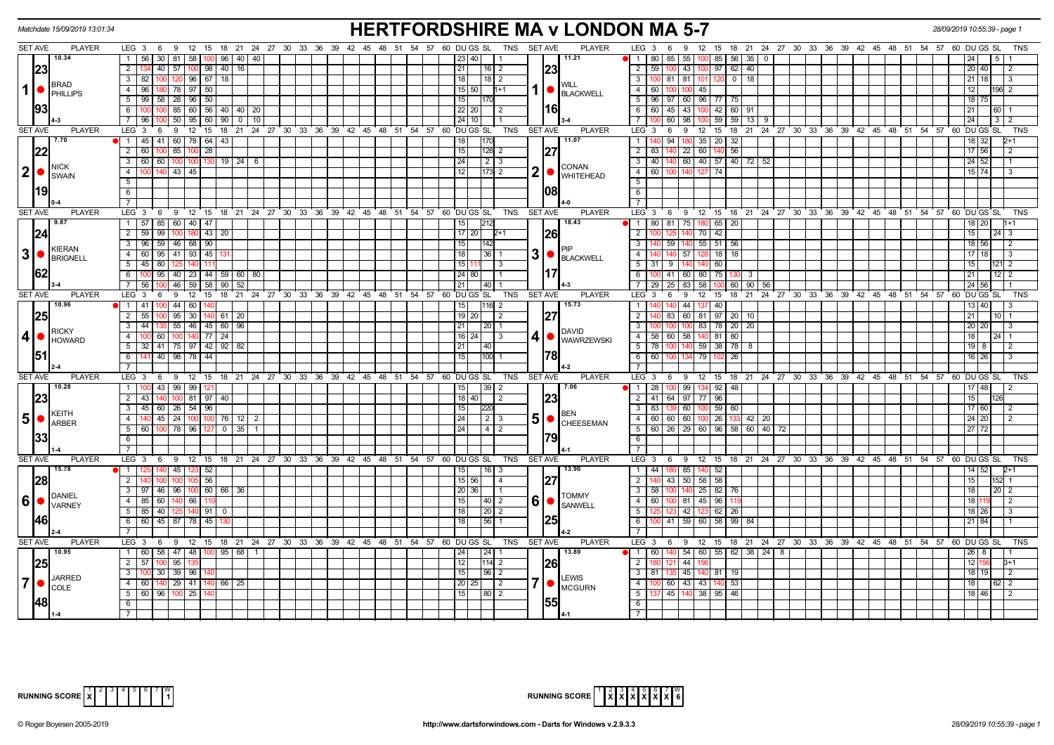Matchdate 15/09/2019 13:01:34

# HERTFORDSHIRE MA v LONDON MA 5-7

28/09/2019 10:55:39 - page 1

| SET AVE | PLAYER | LEG | 3 | 6 | 9 | 12 | 15 | 18 | 21 | 24 | 27 | DU | GS | SL | TNS | SET AVE | PLAYER | LEG | 3 | 6 | 9 | 12 | 15 | 18 | 21 | 24 | 27 | DU | GS | SL | TNS |
|---|---|---|---|---|---|---|---|---|---|---|---|---|---|---|---|---|---|---|---|---|---|---|---|---|---|---|---|---|---|---|---|
| 10.34 | 1 BRAD PHILLIPS | 1 | 56 | 30 | 81 | 58 | 100 | 96 | 40 | 40 | | 23 | 40 | | 1 | 11.21 | 1 WILL BLACKWELL | 1 | 80 | 85 | 55 | 100 | 85 | 56 | 35 | 0 | | 24 | | 5 | 1 |
| 23 | | 2 | 134 | 40 | 57 | 100 | 98 | 40 | 16 | | | 21 | | 16 | 2 | 23 | | 2 | 59 | 100 | 43 | 100 | 97 | 62 | 40 | | | 20 | 40 | | 2 |
| | | 3 | 82 | 100 | 120 | 96 | 67 | 18 | | | | 18 | | 18 | 2 | | | 3 | 100 | 81 | 81 | 101 | 120 | 0 | 18 | | | 21 | 18 | | 3 |
| | | 4 | 96 | 180 | 78 | 97 | 50 | | | | | 15 | 50 | | 1+1 | | | 4 | 60 | 100 | 100 | 45 | | | | | | 12 | | 196 | 2 |
| | | 5 | 99 | 58 | 28 | 96 | 50 | | | | | 15 | | 170 | | | | 5 | 96 | 97 | 60 | 96 | 77 | 75 | | | | 18 | 75 | | |
| 93 | | 6 | 100 | 100 | 85 | 60 | 56 | 40 | 40 | 20 | | 22 | 20 | | 2 | 16 | | 6 | 60 | 45 | 43 | 100 | 42 | 60 | 91 | | | 21 | | 60 | 1 |
| 4-3 | | 7 | 96 | 100 | 50 | 95 | 60 | 90 | 0 | 10 | | 24 | 10 | | 1 | 3-4 | | 7 | 100 | 60 | 98 | 100 | 59 | 59 | 13 | 9 | | 24 | | 3 | 2 |
| 7.70 | 2 NICK SWAIN | 1 | 45 | 41 | 60 | 78 | 64 | 43 | | | | 18 | | 170 | | 11.07 | 2 CONAN WHITEHEAD | 1 | 140 | 94 | 180 | 35 | 20 | 32 | | | | 18 | 32 | | 2+1 |
| 22 | | 2 | 60 | 100 | 85 | 100 | 28 | | | | | 15 | | 128 | 2 | 27 | | 2 | 83 | 140 | 22 | 60 | 140 | 56 | | | | 17 | 56 | | 2 |
| | | 3 | 60 | 60 | 100 | 100 | 130 | 19 | 24 | 6 | | 24 | | 2 | 3 | | | 3 | 40 | 140 | 60 | 40 | 57 | 40 | 72 | 52 | | 24 | 52 | | 1 |
| | | 4 | 100 | 140 | 43 | 45 | | | | | | 12 | | 173 | 2 | | | 4 | 60 | 100 | 140 | 127 | 74 | | | | | 15 | 74 | | 3 |
| 19 | | 5 | | | | | | | | | | | | | | 08 | | 5 | | | | | | | | | | | | | |
| 0-4 | | 6 | | | | | | | | | | | | | | 4-0 | | 6 | | | | | | | | | | | | | |
| 9.87 | 3 KIERAN BRIGNELL | 1 | 57 | 85 | 60 | 40 | 47 | | | | | 15 | | 212 | | 18.43 | 3 PIP BLACKWELL | 1 | 80 | 81 | 75 | 180 | 65 | 20 | | | | 18 | 20 | | 1+1 |
| 24 | | 2 | 59 | 99 | 100 | 180 | 43 | 20 | | | | 17 | 20 | | 2+1 | 26 | | 2 | 100 | 125 | 140 | 70 | 42 | | | | | 15 | | 24 | 3 |
| | | 3 | 96 | 59 | 46 | 68 | 90 | | | | | 15 | | 142 | | | | 3 | 140 | 59 | 140 | 55 | 51 | 56 | | | | 18 | 56 | | 2 |
| | | 4 | 60 | 95 | 41 | 93 | 45 | 131 | | | | 18 | | 36 | 1 | | | 4 | 140 | 140 | 57 | 128 | 18 | 18 | | | | 17 | 18 | | 3 |
| | | 5 | 45 | 80 | 125 | 140 | 111 | | | | | 15 | 111 | | 3 | | | 5 | 31 | 9 | 140 | 140 | 60 | | | | | 15 | | 121 | 2 |
| 62 | | 6 | 100 | 95 | 40 | 23 | 44 | 59 | 60 | 80 | | 24 | 80 | | 1 | 17 | | 6 | 100 | 41 | 60 | 80 | 75 | 130 | 3 | | | 21 | | 12 | 2 |
| 3-4 | | 7 | 56 | 100 | 46 | 59 | 58 | 90 | 52 | | | 21 | | 40 | 1 | 4-3 | | 7 | 29 | 25 | 83 | 58 | 100 | 60 | 90 | 56 | | 24 | 56 | | 1 |
| 10.96 | 4 RICKY HOWARD | 1 | 41 | 100 | 44 | 60 | 140 | | | | | 15 | | 116 | 2 | 15.73 | 4 DAVID WAWRZEWSKI | 1 | 140 | 140 | 44 | 137 | 40 | | | | | 13 | 40 | | 3 |
| 25 | | 2 | 55 | 100 | 95 | 30 | 140 | 61 | 20 | | | 19 | 20 | | 2 | 27 | | 2 | 140 | 83 | 60 | 81 | 97 | 20 | 10 | | | 21 | | 10 | 1 |
| | | 3 | 44 | 135 | 55 | 46 | 45 | 60 | 96 | | | 21 | | 20 | 1 | | | 3 | 100 | 100 | 100 | 83 | 78 | 20 | 20 | | | 20 | 20 | | 3 |
| | | 4 | 100 | 60 | 100 | 140 | 77 | 24 | | | | 16 | 24 | | 3 | | | 4 | 58 | 60 | 58 | 140 | 81 | 80 | | | | 18 | | 24 | 1 |
| | | 5 | 32 | 41 | 75 | 97 | 42 | 92 | 82 | | | 21 | | 40 | | | | 5 | 78 | 100 | 140 | 59 | 38 | 78 | 8 | | | 19 | 8 | | 2 |
| 51 | | 6 | 141 | 40 | 98 | 78 | 44 | | | | | 15 | | 100 | 1 | 78 | | 6 | 60 | 100 | 134 | 79 | 102 | 26 | | | | 16 | 26 | | 3 |
| 2-4 | | 7 | | | | | | | | | | | | | | 4-2 | | 7 | | | | | | | | | | | | | |
| 10.28 | 5 KEITH ARBER | 1 | 100 | 43 | 99 | 99 | 121 | | | | | 15 | | 39 | 2 | 7.06 | 5 BEN CHEESEMAN | 1 | 28 | 100 | 99 | 134 | 92 | 48 | | | | 17 | 48 | | 2 |
| 23 | | 2 | 43 | 140 | 100 | 81 | 97 | 40 | | | | 18 | 40 | | 2 | 23 | | 2 | 41 | 64 | 97 | 77 | 96 | | | | | 15 | | 126 | |
| | | 3 | 45 | 60 | 26 | 54 | 96 | | | | | 15 | | 220 | | | | 3 | 83 | 139 | 60 | 100 | 59 | 60 | | | | 17 | 60 | | 2 |
| | | 4 | 140 | 45 | 24 | 100 | 100 | 76 | 12 | 2 | | 24 | | 2 | 3 | | | 4 | 60 | 60 | 60 | 100 | 26 | 133 | 42 | 20 | | 24 | 20 | | 2 |
| | | 5 | 60 | 100 | 78 | 96 | 127 | 0 | 35 | 1 | | 24 | | 4 | 2 | | | 5 | 60 | 26 | 29 | 60 | 96 | 58 | 60 | 40 | 72 | 27 | 72 | | |
| 33 | | 6 | | | | | | | | | | | | | | 79 | | 6 | | | | | | | | | | | | | |
| 1-4 | | 7 | | | | | | | | | | | | | | 4-1 | | 7 | | | | | | | | | | | | | |
| 15.78 | 6 DANIEL VARNEY | 1 | 125 | 140 | 45 | 123 | 52 | | | | | 15 | | 16 | 3 | 13.90 | 6 TOMMY SANWELL | 1 | 44 | 180 | 85 | 140 | 52 | | | | | 14 | 52 | | 2+1 |
| 28 | | 2 | 140 | 100 | 100 | 105 | 56 | | | | | 15 | 56 | | 4 | 27 | | 2 | 140 | 43 | 50 | 58 | 58 | | | | | 15 | | 152 | 1 |
| | | 3 | 97 | 46 | 96 | 100 | 60 | 66 | 36 | | | 20 | 36 | | 1 | | | 3 | 58 | 100 | 140 | 25 | 82 | 76 | | | | 18 | | 20 | 2 |
| | | 4 | 85 | 60 | 140 | 66 | 110 | | | | | 15 | | 40 | 2 | | | 4 | 60 | 100 | 81 | 45 | 96 | 119 | | | | 18 | 119 | | 2 |
| | | 5 | 85 | 40 | 125 | 140 | 91 | 0 | | | | 18 | | 20 | 2 | | | 5 | 125 | 123 | 42 | 123 | 62 | 26 | | | | 18 | 26 | | 3 |
| 46 | | 6 | 60 | 45 | 87 | 78 | 45 | 130 | | | | 18 | | 56 | 1 | 25 | | 6 | 100 | 41 | 59 | 60 | 58 | 99 | 84 | | | 21 | 84 | | 1 |
| 2-4 | | 7 | | | | | | | | | | | | | | 4-2 | | 7 | | | | | | | | | | | | | |
| 10.95 | 7 JARRED COLE | 1 | 60 | 58 | 47 | 48 | 100 | 95 | 68 | 1 | | 24 | | 24 | 1 | 13.89 | 7 LEWIS MCGURN | 1 | 60 | 140 | 54 | 60 | 55 | 62 | 38 | 24 | 8 | 26 | 8 | | 1 |
| 25 | | 2 | 57 | 100 | 95 | 135 | | | | | | 12 | | 114 | 2 | 26 | | 2 | 180 | 121 | 44 | 156 | | | | | | 12 | 156 | | 3+1 |
| | | 3 | 100 | 30 | 39 | 96 | 140 | | | | | 15 | | 96 | 2 | | | 3 | 81 | 135 | 45 | 140 | 81 | 19 | | | | 18 | 19 | | 2 |
| | | 4 | 60 | 140 | 29 | 41 | 140 | 66 | 25 | | | 20 | 25 | | 2 | | | 4 | 100 | 60 | 43 | 43 | 140 | 53 | | | | 18 | | 62 | 2 |
| | | 5 | 60 | 96 | 100 | 25 | 140 | | | | | 15 | | 80 | 2 | | | 5 | 137 | 45 | 140 | 38 | 95 | 46 | | | | 18 | 46 | | 2 |
| 48 | | 6 | | | | | | | | | | | | | | 55 | | 6 | | | | | | | | | | | | | |
| 1-4 | | 7 | | | | | | | | | | | | | | 4-1 | | 7 | | | | | | | | | | | | | |

RUNNING SCORE: X | | | | | | | 1

RUNNING SCORE: | X | X | X | X | X | X | 6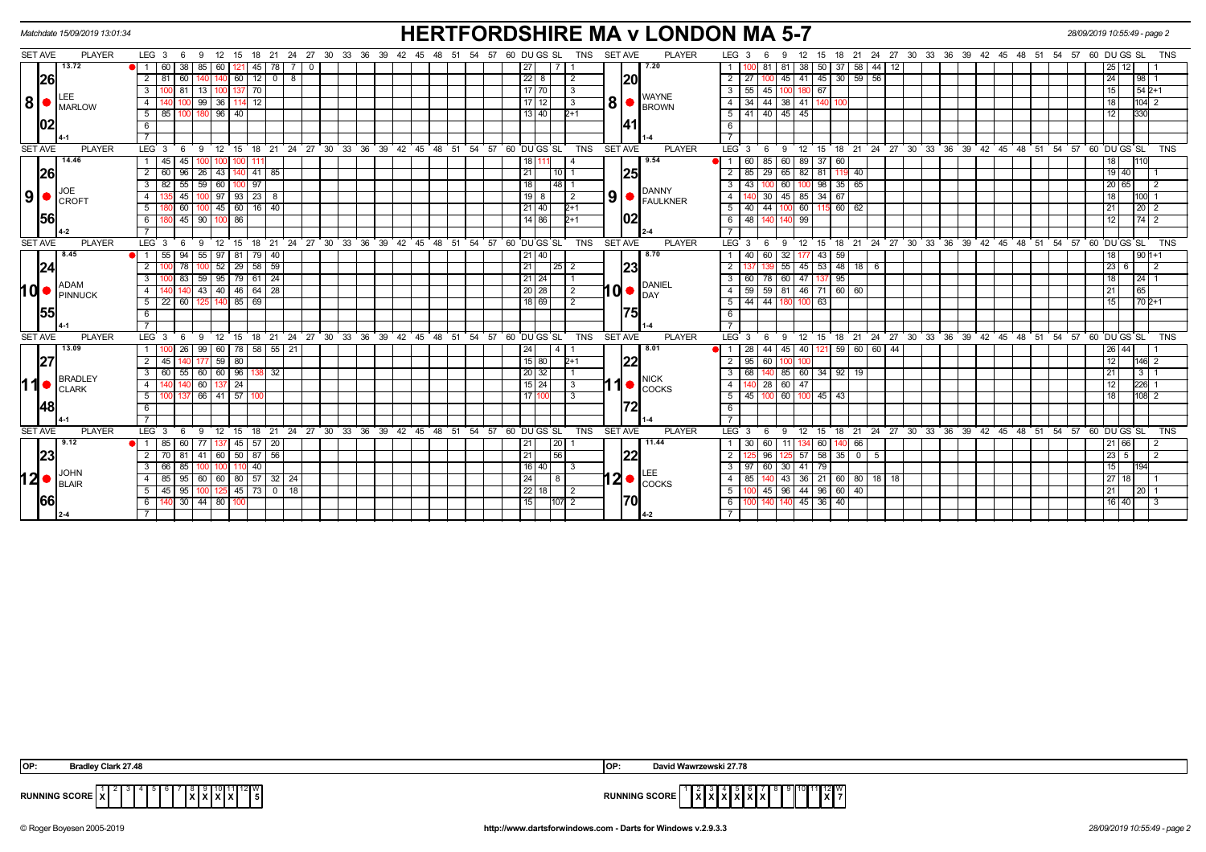Matchdate 15/09/2019 13:01:34

# HERTFORDSHIRE MA v LONDON MA 5-7

28/09/2019 10:55:49 - page 2

## Match 8: Lee Marlow v Wayne Brown

| SET AVE | PLAYER | LEG | Scores | DU | GS | SL | TNS |
|---|---|---|---|---|---|---|---|
| 13.72 / 26.02 | LEE MARLOW (4-1) | 1 | 60 38 85 60 121 45 78 7 0 | 27 | | 7 | 1 |
| | | 2 | 81 60 140 140 60 12 0 8 | 22 | 8 | | 2 |
| | | 3 | 100 81 13 100 137 70 | 17 | 70 | | 3 |
| | | 4 | 140 100 99 36 114 12 | 17 | 12 | | 3 |
| | | 5 | 85 100 180 96 40 | 13 | 40 | | 2+1 |
| 7.20 / 20.41 | WAYNE BROWN (1-4) | 1 | 100 81 81 38 50 37 58 44 12 | 25 | 12 | | 1 |
| | | 2 | 27 100 45 41 45 30 59 56 | 24 | | 98 | 1 |
| | | 3 | 55 45 100 180 67 | 15 | | 54 | 2+1 |
| | | 4 | 34 44 38 41 140 100 | 18 | | 104 | 2 |
| | | 5 | 41 40 45 45 | 12 | | 330 | |

## Match 9: Joe Croft v Danny Faulkner

| SET AVE | PLAYER | LEG | Scores | DU | GS | SL | TNS |
|---|---|---|---|---|---|---|---|
| 14.46 / 26.56 | JOE CROFT (4-2) | 1 | 45 45 100 100 100 111 | 18 | 111 | | 4 |
| | | 2 | 60 96 26 43 140 41 85 | 21 | | 10 | 1 |
| | | 3 | 82 55 59 60 100 97 | 18 | | 48 | 1 |
| | | 4 | 135 45 100 97 93 23 8 | 19 | 8 | | 2 |
| | | 5 | 180 60 100 45 60 16 40 | 21 | 40 | | 2+1 |
| | | 6 | 180 45 90 100 86 | 14 | 86 | | 2+1 |
| 9.54 / 25.02 | DANNY FAULKNER (2-4) | 1 | 60 85 60 89 37 60 | 18 | | 110 | |
| | | 2 | 85 29 65 82 81 119 40 | 19 | 40 | | 1 |
| | | 3 | 43 100 60 100 98 35 65 | 20 | 65 | | 2 |
| | | 4 | 140 30 45 85 34 67 | 18 | | 100 | 1 |
| | | 5 | 40 44 100 60 115 60 62 | 21 | | 20 | 2 |
| | | 6 | 48 140 140 99 | 12 | | 74 | 2 |

## Match 10: Adam Pinnuck v Daniel Day

| SET AVE | PLAYER | LEG | Scores | DU | GS | SL | TNS |
|---|---|---|---|---|---|---|---|
| 8.45 / 24.55 | ADAM PINNUCK (4-1) | 1 | 55 94 55 97 81 79 40 | 21 | 40 | | |
| | | 2 | 100 78 100 52 29 58 59 | 21 | | 25 | 2 |
| | | 3 | 100 83 59 95 79 61 24 | 21 | 24 | | 1 |
| | | 4 | 140 140 43 40 46 64 28 | 20 | 28 | | 2 |
| | | 5 | 22 60 125 140 85 69 | 18 | 69 | | 2 |
| 8.70 / 23.75 | DANIEL DAY (1-4) | 1 | 40 60 32 177 43 59 | 18 | | 90 | 1+1 |
| | | 2 | 137 139 55 45 53 48 18 6 | 23 | 6 | | 2 |
| | | 3 | 60 78 60 47 137 95 | 18 | | 24 | 1 |
| | | 4 | 59 59 81 46 71 60 60 | 21 | | 65 | |
| | | 5 | 44 44 180 100 63 | 15 | | 70 | 2+1 |

## Match 11: Bradley Clark v Nick Cocks

| SET AVE | PLAYER | LEG | Scores | DU | GS | SL | TNS |
|---|---|---|---|---|---|---|---|
| 13.09 / 27.48 | BRADLEY CLARK (4-1) | 1 | 100 26 99 60 78 58 55 21 | 24 | | 4 | 1 |
| | | 2 | 45 140 177 59 80 | 15 | 80 | | 2+1 |
| | | 3 | 60 55 60 60 96 138 32 | 20 | 32 | | 1 |
| | | 4 | 140 140 60 137 24 | 15 | 24 | | 3 |
| | | 5 | 100 137 66 41 57 100 | 17 | 100 | | 3 |
| 8.01 / 22.72 | NICK COCKS (1-4) | 1 | 28 44 45 40 121 59 60 60 44 | 26 | 44 | | 1 |
| | | 2 | 95 60 100 100 | 12 | | 146 | 2 |
| | | 3 | 68 140 85 60 34 92 19 | 21 | | 3 | 1 |
| | | 4 | 140 28 60 47 | 12 | | 226 | 1 |
| | | 5 | 45 100 60 100 45 43 | 18 | | 108 | 2 |

## Match 12: John Blair v Lee Cocks

| SET AVE | PLAYER | LEG | Scores | DU | GS | SL | TNS |
|---|---|---|---|---|---|---|---|
| 9.12 / 23.66 | JOHN BLAIR (2-4) | 1 | 85 60 77 137 45 57 20 | 21 | | 20 | 1 |
| | | 2 | 70 81 41 60 50 87 56 | 21 | | 56 | |
| | | 3 | 66 85 100 100 110 40 | 16 | 40 | | 3 |
| | | 4 | 85 95 60 60 80 57 32 24 | 24 | | 8 | |
| | | 5 | 45 95 100 125 45 73 0 18 | 22 | 18 | | 2 |
| | | 6 | 140 30 44 80 100 | 15 | | 107 | 2 |
| 11.44 / 22.70 | LEE COCKS (4-2) | 1 | 30 60 11 134 60 140 66 | 21 | 66 | | 2 |
| | | 2 | 125 96 125 57 58 35 0 5 | 23 | 5 | | 2 |
| | | 3 | 97 60 30 41 79 | 15 | | 194 | |
| | | 4 | 85 140 43 36 21 60 80 18 18 | 27 | 18 | | 1 |
| | | 5 | 100 45 96 44 96 60 40 | 21 | | 20 | 1 |
| | | 6 | 100 140 140 45 36 40 | 16 | 40 | | 3 |

OP: Bradley Clark 27.48

OP: David Wawrzewski 27.78

| RUNNING SCORE | 1 | 2 | 3 | 4 | 5 | 6 | 7 | 8 | 9 | 10 | 11 | 12 | W |
|---|---|---|---|---|---|---|---|---|---|---|---|---|---|
| HERTFORDSHIRE | X | | | | | | | X | X | X | X | | 5 |
| LONDON | | X | X | X | X | X | X | | | | | X | 7 |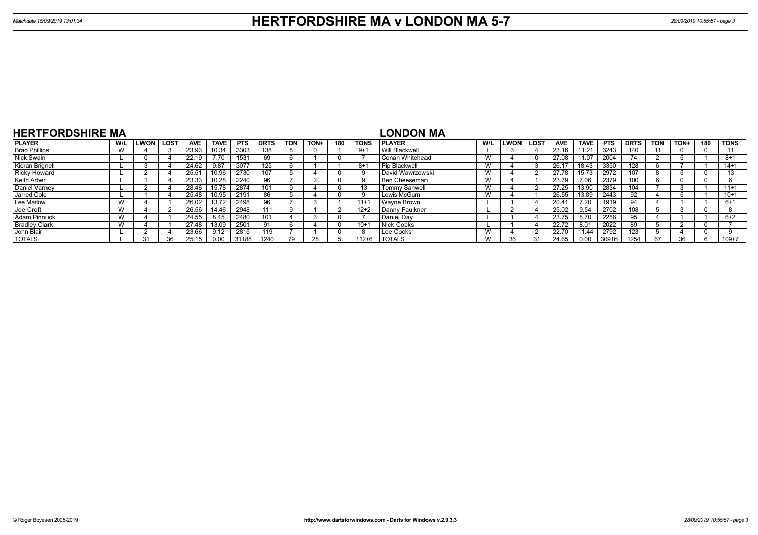# HERTFORDSHIRE MA v LONDON MA 5-7

Matchdate 15/09/2019 13:01:34

## HERTFORDSHIRE MA

| PLAYER | W/L | LWON | LOST | AVE | TAVE | PTS | DRTS | TON | TON+ | 180 | TONS |
|---|---|---|---|---|---|---|---|---|---|---|---|
| Brad Phillips | W | 4 | 3 | 23.93 | 10.34 | 3303 | 138 | 8 | 0 | 1 | 9+1 |
| Nick Swain | L | 0 | 4 | 22.19 | 7.70 | 1531 | 69 | 6 | 1 | 0 | 7 |
| Kieran Brignell | L | 3 | 4 | 24.62 | 9.87 | 3077 | 125 | 6 | 1 | 1 | 8+1 |
| Ricky Howard | L | 2 | 4 | 25.51 | 10.96 | 2730 | 107 | 5 | 4 | 0 | 9 |
| Keith Arber | L | 1 | 4 | 23.33 | 10.28 | 2240 | 96 | 7 | 2 | 0 | 9 |
| Daniel Varney | L | 2 | 4 | 28.46 | 15.78 | 2874 | 101 | 9 | 4 | 0 | 13 |
| Jarred Cole | L | 1 | 4 | 25.48 | 10.95 | 2191 | 86 | 5 | 4 | 0 | 9 |
| Lee Marlow | W | 4 | 1 | 26.02 | 13.72 | 2498 | 96 | 7 | 3 | 1 | 11+1 |
| Joe Croft | W | 4 | 2 | 26.56 | 14.46 | 2948 | 111 | 9 | 1 | 2 | 12+2 |
| Adam Pinnuck | W | 4 | 1 | 24.55 | 8.45 | 2480 | 101 | 4 | 3 | 0 | 7 |
| Bradley Clark | W | 4 | 1 | 27.48 | 13.09 | 2501 | 91 | 6 | 4 | 0 | 10+1 |
| John Blair | L | 2 | 4 | 23.66 | 9.12 | 2815 | 119 | 7 | 1 | 0 | 8 |
| TOTALS | L | 31 | 36 | 25.15 | 0.00 | 31188 | 1240 | 79 | 28 | 5 | 112+6 |

## LONDON MA

| PLAYER | W/L | LWON | LOST | AVE | TAVE | PTS | DRTS | TON | TON+ | 180 | TONS |
|---|---|---|---|---|---|---|---|---|---|---|---|
| Will Blackwell | L | 3 | 4 | 23.16 | 11.21 | 3243 | 140 | 11 | 0 | 0 | 11 |
| Conan Whitehead | W | 4 | 0 | 27.08 | 11.07 | 2004 | 74 | 2 | 5 | 1 | 8+1 |
| Pip Blackwell | W | 4 | 3 | 26.17 | 18.43 | 3350 | 128 | 6 | 7 | 1 | 14+1 |
| David Wawrzewski | W | 4 | 2 | 27.78 | 15.73 | 2972 | 107 | 8 | 5 | 0 | 13 |
| Ben Cheeseman | W | 4 | 1 | 23.79 | 7.06 | 2379 | 100 | 6 | 0 | 0 | 6 |
| Tommy Sanwell | W | 4 | 2 | 27.25 | 13.90 | 2834 | 104 | 7 | 3 | 1 | 11+1 |
| Lewis McGurn | W | 4 | 1 | 26.55 | 13.89 | 2443 | 92 | 4 | 5 | 1 | 10+1 |
| Wayne Brown | L | 1 | 4 | 20.41 | 7.20 | 1919 | 94 | 4 | 1 | 1 | 6+1 |
| Danny Faulkner | L | 2 | 4 | 25.02 | 9.54 | 2702 | 108 | 5 | 3 | 0 | 8 |
| Daniel Day | L | 1 | 4 | 23.75 | 8.70 | 2256 | 95 | 4 | 1 | 1 | 6+2 |
| Nick Cocks | L | 1 | 4 | 22.72 | 8.01 | 2022 | 89 | 5 | 2 | 0 | 7 |
| Lee Cocks | W | 4 | 2 | 22.70 | 11.44 | 2792 | 123 | 5 | 4 | 0 | 9 |
| TOTALS | W | 36 | 31 | 24.65 | 0.00 | 30916 | 1254 | 67 | 36 | 6 | 109+7 |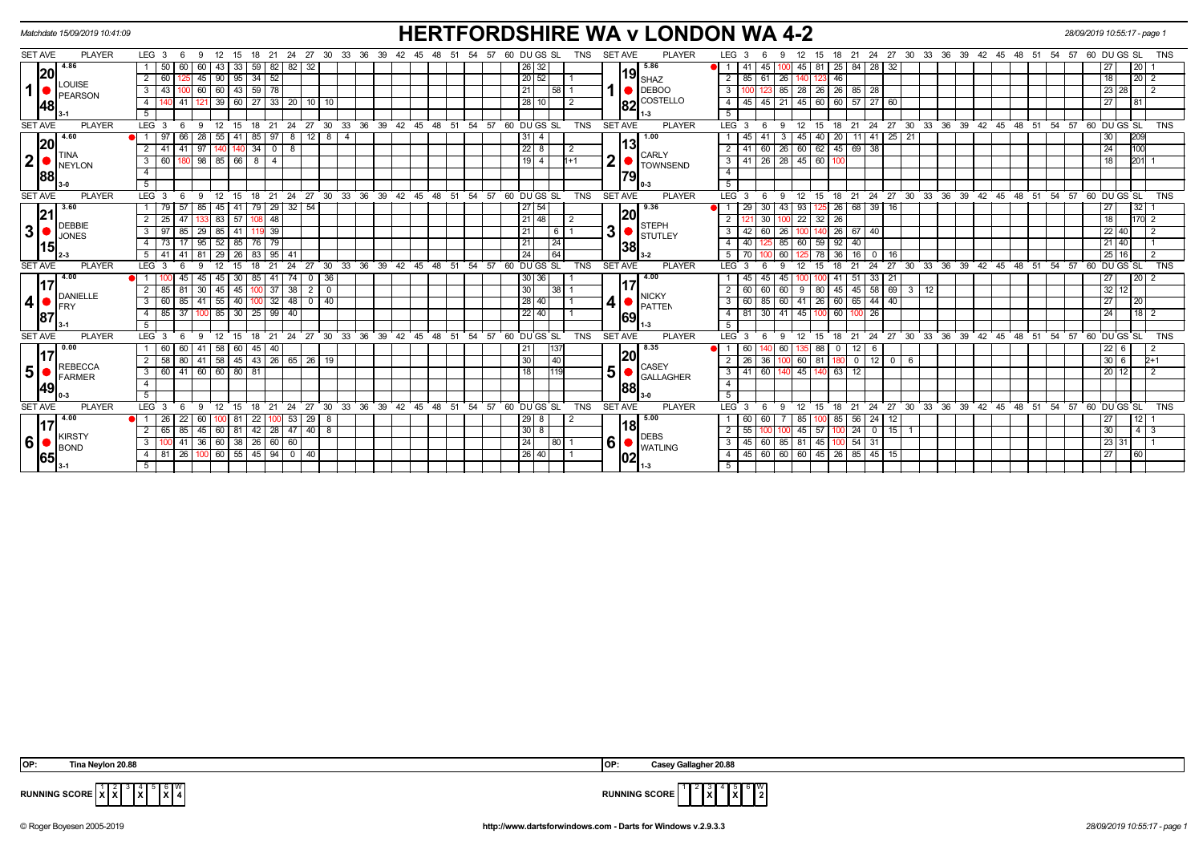Matchdate 15/09/2019 10:41:09

# HERTFORDSHIRE WA v LONDON WA 4-2

28/09/2019 10:55:17 - page 1

| SET AVE | PLAYER | LEG | 3 | 6 | 9 | 12 | 15 | 18 | 21 | 24 | 27 | 30 | DU | GS | SL | TNS | SET AVE | PLAYER | LEG | 3 | 6 | 9 | 12 | 15 | 18 | 21 | 24 | 27 | 30 | 33 | DU | GS | SL | TNS |
|---|---|---|---|---|---|---|---|---|---|---|---|---|---|---|---|---|---|---|---|---|---|---|---|---|---|---|---|---|---|---|---|---|---|---|
| 1: 20.48 (4.86) | LOUISE PEARSON 3-1 | 1 | 50 | 60 | 60 | 43 | 33 | 59 | 82 | 82 | 32 | | 26 | 32 | | | 1: 19.82 (5.86) | SHAZ DEBOO COSTELLO 1-3 | 1 | 41 | 45 | 100 | 45 | 81 | 25 | 84 | 28 | 32 | | | 27 | | 20 | 1 |
| | | 2 | 60 | 125 | 45 | 90 | 95 | 34 | 52 | | | | 20 | 52 | | 1 | | | 2 | 85 | 61 | 26 | 140 | 123 | 46 | | | | | | 18 | | 20 | 2 |
| | | 3 | 43 | 100 | 60 | 60 | 43 | 59 | 78 | | | | 21 | | 58 | 1 | | | 3 | 100 | 123 | 85 | 28 | 26 | 26 | 85 | 28 | | | | 23 | 28 | | 2 |
| | | 4 | 140 | 41 | 121 | 39 | 60 | 27 | 33 | 20 | 10 | 10 | 28 | 10 | | 2 | | | 4 | 45 | 45 | 21 | 45 | 60 | 60 | 57 | 27 | 60 | | | 27 | | 81 | |
| 2: 20.88 (4.60) | TINA NEYLON 3-0 | 1 | 97 | 66 | 28 | 55 | 41 | 85 | 97 | 8 | 12 | 8, 4 | 31 | 4 | | | 2: 13.79 (1.00) | CARLY TOWNSEND 0-3 | 1 | 45 | 41 | 3 | 45 | 40 | 20 | 11 | 41 | 25 | 21 | | 30 | | 209 | |
| | | 2 | 41 | 41 | 97 | 140 | 140 | 34 | 0 | 8 | | | 22 | 8 | | 2 | | | 2 | 41 | 60 | 26 | 60 | 62 | 45 | 69 | 38 | | | | 24 | | 100 | |
| | | 3 | 60 | 180 | 98 | 85 | 66 | 8 | 4 | | | | 19 | 4 | | 1+1 | | | 3 | 41 | 26 | 28 | 45 | 60 | 100 | | | | | | 18 | | 201 | 1 |
| 3: 21.15 (3.60) | DEBBIE JONES 2-3 | 1 | 79 | 57 | 85 | 45 | 41 | 79 | 29 | 32 | 54 | | 27 | 54 | | | 3: 20.38 (9.36) | STEPH STUTLEY 3-2 | 1 | 29 | 30 | 43 | 93 | 125 | 26 | 68 | 39 | 16 | | | 27 | | 32 | 1 |
| | | 2 | 25 | 47 | 133 | 83 | 57 | 108 | 48 | | | | 21 | 48 | | 2 | | | 2 | 121 | 30 | 100 | 22 | 32 | 26 | | | | | | 18 | | 170 | 2 |
| | | 3 | 97 | 85 | 29 | 85 | 41 | 119 | 39 | | | | 21 | | 6 | 1 | | | 3 | 42 | 60 | 26 | 100 | 140 | 26 | 67 | 40 | | | | 22 | 40 | | 2 |
| | | 4 | 73 | 17 | 95 | 52 | 85 | 76 | 79 | | | | 21 | | 24 | | | | 4 | 40 | 125 | 85 | 60 | 59 | 92 | 40 | | | | | 21 | 40 | | 1 |
| | | 5 | 41 | 41 | 81 | 29 | 26 | 83 | 95 | 41 | | | 24 | | 64 | | | | 5 | 70 | 100 | 60 | 125 | 78 | 36 | 16 | 0 | 16 | | | 25 | 16 | | 2 |
| 4: 17.87 (4.00) | DANIELLE FRY 3-1 | 1 | 100 | 45 | 45 | 45 | 30 | 85 | 41 | 74 | 0 | 36 | 30 | 36 | | 1 | 4: 17.69 (4.00) | NICKY PATTEN 1-3 | 1 | 45 | 45 | 45 | 100 | 100 | 41 | 51 | 33 | 21 | | | 27 | | 20 | 2 |
| | | 2 | 85 | 81 | 30 | 45 | 45 | 100 | 37 | 38 | 2 | 0 | 30 | | 38 | 1 | | | 2 | 60 | 60 | 60 | 9 | 80 | 45 | 45 | 58 | 69 | 3 | 12 | 32 | 12 | | |
| | | 3 | 60 | 85 | 41 | 55 | 40 | 100 | 32 | 48 | 0 | 40 | 28 | 40 | | 1 | | | 3 | 60 | 85 | 60 | 41 | 26 | 60 | 65 | 44 | 40 | | | 27 | | 20 | |
| | | 4 | 85 | 37 | 100 | 85 | 30 | 25 | 99 | 40 | | | 22 | 40 | | 1 | | | 4 | 81 | 30 | 41 | 45 | 100 | 60 | 100 | 26 | | | | 24 | | 18 | 2 |
| 5: 17.49 (0.00) | REBECCA FARMER 0-3 | 1 | 60 | 60 | 41 | 58 | 60 | 45 | 40 | | | | 21 | | 137 | | 5: 20.88 (8.35) | CASEY GALLAGHER 3-0 | 1 | 60 | 140 | 60 | 135 | 88 | 0 | 12 | 6 | | | | 22 | 6 | | 2 |
| | | 2 | 58 | 80 | 41 | 58 | 45 | 43 | 26 | 65 | 26 | 19 | 30 | | 40 | | | | 2 | 26 | 36 | 100 | 60 | 81 | 180 | 0 | 12 | 0 | 6 | | 30 | 6 | | 2+1 |
| | | 3 | 60 | 41 | 60 | 60 | 80 | 81 | | | | | 18 | | 119 | | | | 3 | 41 | 60 | 140 | 45 | 140 | 63 | 12 | | | | | 20 | 12 | | 2 |
| 6: 17.65 (4.00) | KIRSTY BOND 3-1 | 1 | 26 | 22 | 60 | 100 | 81 | 22 | 100 | 53 | 29 | 8 | 29 | 8 | | 2 | 6: 18.02 (5.00) | DEBS WATLING 1-3 | 1 | 60 | 60 | 7 | 85 | 100 | 85 | 56 | 24 | 12 | | | 27 | | 12 | 1 |
| | | 2 | 65 | 85 | 45 | 60 | 81 | 42 | 28 | 47 | 40 | 8 | 30 | 8 | | | | | 2 | 55 | 100 | 100 | 45 | 57 | 100 | 24 | 0 | 15 | 1 | | 30 | | 4 | 3 |
| | | 3 | 100 | 41 | 36 | 60 | 38 | 26 | 60 | 60 | | | 24 | | 80 | 1 | | | 3 | 45 | 60 | 85 | 81 | 45 | 100 | 54 | 31 | | | | 23 | 31 | | 1 |
| | | 4 | 81 | 26 | 100 | 60 | 55 | 45 | 94 | 0 | 40 | | 26 | 40 | | 1 | | | 4 | 45 | 60 | 60 | 60 | 45 | 26 | 85 | 45 | 15 | | | 27 | | 60 | |

OP: Tina Neylon 20.88 | OP: Casey Gallagher 20.88

| RUNNING SCORE | 1 | 2 | 3 | 4 | 5 | 6 | W |
|---|---|---|---|---|---|---|---|
| Hertfordshire | X | X | | X | | X | 4 |
| London | | | X | | X | | 2 |

© Roger Boyesen 2005-2019 http://www.dartsforwindows.com - Darts for Windows v.2.9.3.3 28/09/2019 10:55:17 - page 1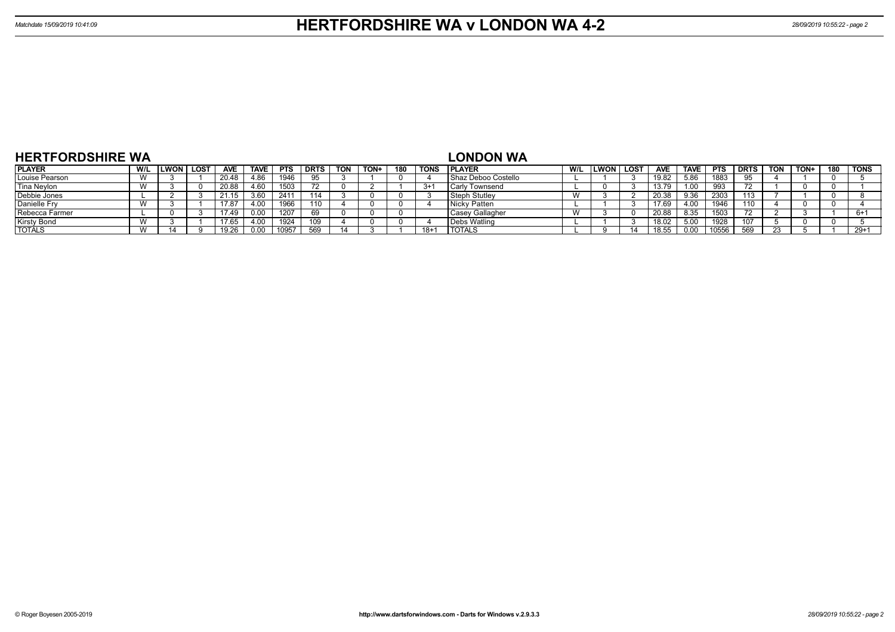# HERTFORDSHIRE WA v LONDON WA 4-2

Matchdate 15/09/2019 10:41:09

## HERTFORDSHIRE WA

| PLAYER | W/L | LWON | LOST | AVE | TAVE | PTS | DRTS | TON | TON+ | 180 | TONS |
|---|---|---|---|---|---|---|---|---|---|---|---|
| Louise Pearson | W | 3 | 1 | 20.48 | 4.86 | 1946 | 95 | 3 | 1 | 0 | 4 |
| Tina Neylon | W | 3 | 0 | 20.88 | 4.60 | 1503 | 72 | 0 | 2 | 1 | 3+1 |
| Debbie Jones | L | 2 | 3 | 21.15 | 3.60 | 2411 | 114 | 3 | 0 | 0 | 3 |
| Danielle Fry | W | 3 | 1 | 17.87 | 4.00 | 1966 | 110 | 4 | 0 | 0 | 4 |
| Rebecca Farmer | L | 0 | 3 | 17.49 | 0.00 | 1207 | 69 | 0 | 0 | 0 | |
| Kirsty Bond | W | 3 | 1 | 17.65 | 4.00 | 1924 | 109 | 4 | 0 | 0 | 4 |
| TOTALS | W | 14 | 9 | 19.26 | 0.00 | 10957 | 569 | 14 | 3 | 1 | 18+1 |

## LONDON WA

| PLAYER | W/L | LWON | LOST | AVE | TAVE | PTS | DRTS | TON | TON+ | 180 | TONS |
|---|---|---|---|---|---|---|---|---|---|---|---|
| Shaz Deboo Costello | L | 1 | 3 | 19.82 | 5.86 | 1883 | 95 | 4 | 1 | 0 | 5 |
| Carly Townsend | L | 0 | 3 | 13.79 | 1.00 | 993 | 72 | 1 | 0 | 0 | 1 |
| Steph Stutley | W | 3 | 2 | 20.38 | 9.36 | 2303 | 113 | 7 | 1 | 0 | 8 |
| Nicky Patten | L | 1 | 3 | 17.69 | 4.00 | 1946 | 110 | 4 | 0 | 0 | 4 |
| Casey Gallagher | W | 3 | 0 | 20.88 | 8.35 | 1503 | 72 | 2 | 3 | 1 | 6+1 |
| Debs Watling | L | 1 | 3 | 18.02 | 5.00 | 1928 | 107 | 5 | 0 | 0 | 5 |
| TOTALS | L | 9 | 14 | 18.55 | 0.00 | 10556 | 569 | 23 | 5 | 1 | 29+1 |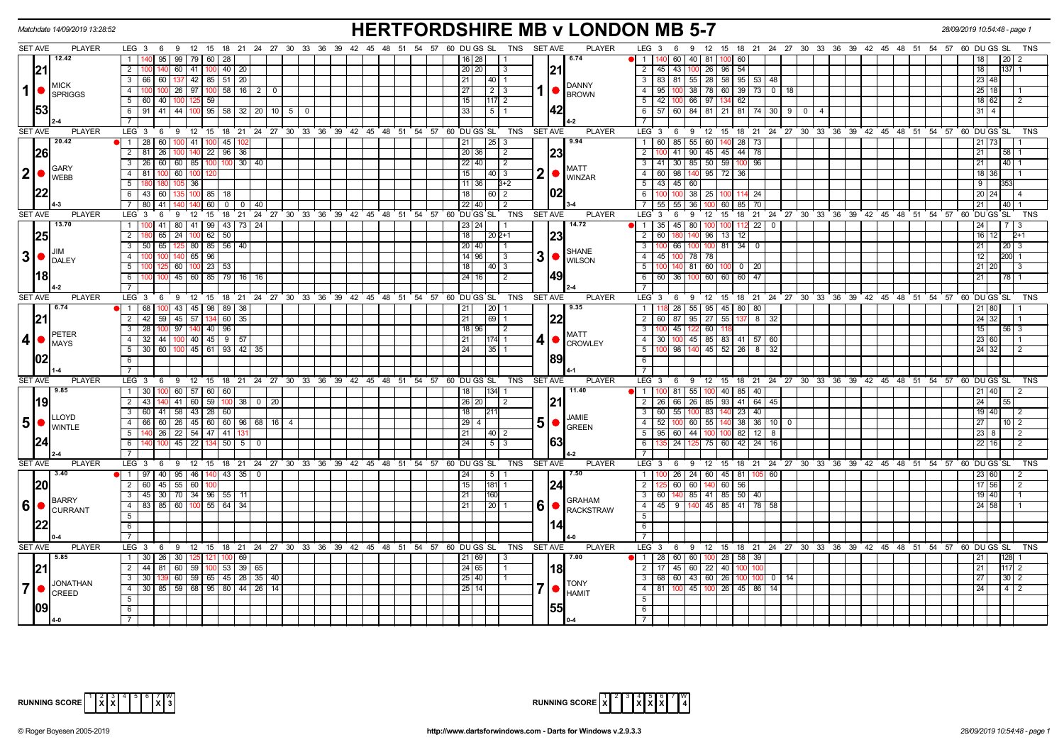Matchdate 14/09/2019 13:28:52

# HERTFORDSHIRE MB v LONDON MB 5-7

28/09/2019 10:54:48 - page 1

## Set 1

| SET AVE | PLAYER | LEG | Scores | DU | GS | SL | TNS | SET AVE | PLAYER | LEG | Scores | DU | GS | SL | TNS |
|---|---|---|---|---|---|---|---|---|---|---|---|---|---|---|---|
| 12.42 / 21.53 | MICK SPRIGGS (2-4) | 1 | 140 95 99 79 60 28 | 16 | 28 | | 1 | 6.74 / 21.42 | DANNY BROWN (4-2) | 1 | 140 60 40 81 100 60 | 18 | | 20 | 2 |
| | | 2 | 100 140 60 41 100 40 20 | 20 | 20 | | 3 | | | 2 | 45 43 100 26 96 54 | 18 | | 137 | 1 |
| | | 3 | 66 60 137 42 85 51 20 | 21 | | 40 | 1 | | | 3 | 83 81 55 28 58 95 53 48 | 23 | 48 | | |
| | | 4 | 100 100 26 97 100 58 16 2 0 | 27 | | 2 | 3 | | | 4 | 95 100 38 78 60 39 73 0 18 | 25 | 18 | | 1 |
| | | 5 | 60 40 100 125 59 | 15 | | 117 | 2 | | | 5 | 42 100 66 97 134 62 | 18 | 62 | | 2 |
| | | 6 | 91 41 44 100 95 58 32 20 10 5 0 | 33 | | 5 | 1 | | | 6 | 57 60 84 81 21 81 74 30 9 0 4 | 31 | 4 | | |

## Set 2

| SET AVE | PLAYER | LEG | Scores | DU | GS | SL | TNS | SET AVE | PLAYER | LEG | Scores | DU | GS | SL | TNS |
|---|---|---|---|---|---|---|---|---|---|---|---|---|---|---|---|
| 20.42 / 26.22 | GARY WEBB (4-3) | 1 | 28 60 100 41 100 45 102 | 21 | | 25 | 3 | 9.94 / 23.02 | MATT WINZAR (3-4) | 1 | 60 85 55 60 140 28 73 | 21 | 73 | | 1 |
| | | 2 | 81 26 100 140 22 96 36 | 20 | 36 | | 2 | | | 2 | 100 41 90 45 45 44 78 | 21 | | 58 | 1 |
| | | 3 | 26 60 60 85 100 100 30 40 | 22 | 40 | | 2 | | | 3 | 41 30 85 50 59 100 96 | 21 | | 40 | 1 |
| | | 4 | 81 100 60 100 120 | 15 | | 40 | 3 | | | 4 | 60 98 140 95 72 36 | 18 | 36 | | 1 |
| | | 5 | 180 180 105 36 | 11 | 36 | | 3+2 | | | 5 | 43 45 60 | 9 | | 353 | |
| | | 6 | 43 60 135 100 85 18 | 18 | | 60 | 2 | | | 6 | 100 100 38 25 100 114 24 | 20 | 24 | | 4 |
| | | 7 | 80 41 140 140 60 0 0 40 | 22 | 40 | | 2 | | | 7 | 55 55 36 100 60 85 70 | 21 | | 40 | 1 |

## Set 3

| SET AVE | PLAYER | LEG | Scores | DU | GS | SL | TNS | SET AVE | PLAYER | LEG | Scores | DU | GS | SL | TNS |
|---|---|---|---|---|---|---|---|---|---|---|---|---|---|---|---|
| 13.70 / 25.18 | JIM DALEY (4-2) | 1 | 100 41 80 41 99 43 73 24 | 23 | 24 | | 1 | 14.72 / 23.49 | SHANE WILSON (2-4) | 1 | 35 45 80 100 100 112 22 0 | 24 | | 7 | 3 |
| | | 2 | 180 65 24 100 62 50 | 18 | | 20 | 2+1 | | | 2 | 60 180 140 96 13 12 | 16 | 12 | | 2+1 |
| | | 3 | 50 65 125 80 85 56 40 | 20 | 40 | | 1 | | | 3 | 100 66 100 100 81 34 0 | 21 | | 20 | 3 |
| | | 4 | 100 100 140 65 96 | 14 | 96 | | 3 | | | 4 | 45 100 78 78 | 12 | | 200 | 1 |
| | | 5 | 100 125 60 100 23 53 | 18 | | 40 | 3 | | | 5 | 100 140 81 60 100 0 20 | 21 | 20 | | 3 |
| | | 6 | 100 100 45 60 85 79 16 16 | 24 | 16 | | 2 | | | 6 | 60 36 100 60 60 60 47 | 21 | | 78 | 1 |

## Set 4

| SET AVE | PLAYER | LEG | Scores | DU | GS | SL | TNS | SET AVE | PLAYER | LEG | Scores | DU | GS | SL | TNS |
|---|---|---|---|---|---|---|---|---|---|---|---|---|---|---|---|
| 6.74 / 21.02 | PETER MAYS (1-4) | 1 | 68 100 43 45 98 89 38 | 21 | | 20 | 1 | 9.35 / 22.89 | MATT CROWLEY (4-1) | 1 | 118 28 55 95 45 80 80 | 21 | 80 | | 1 |
| | | 2 | 42 59 45 57 134 60 35 | 21 | | 69 | 1 | | | 2 | 60 87 95 27 55 137 8 32 | 24 | 32 | | 1 |
| | | 3 | 28 100 97 140 40 96 | 18 | 96 | | 2 | | | 3 | 100 45 122 60 118 | 15 | | 56 | 3 |
| | | 4 | 32 44 100 40 45 9 57 | 21 | | 174 | 1 | | | 4 | 30 100 45 85 83 41 57 60 | 23 | 60 | | 1 |
| | | 5 | 30 60 100 45 61 93 42 35 | 24 | | 35 | 1 | | | 5 | 100 98 140 45 52 26 8 32 | 24 | 32 | | 2 |

## Set 5

| SET AVE | PLAYER | LEG | Scores | DU | GS | SL | TNS | SET AVE | PLAYER | LEG | Scores | DU | GS | SL | TNS |
|---|---|---|---|---|---|---|---|---|---|---|---|---|---|---|---|
| 9.85 / 19.24 | LLOYD WINTLE (2-4) | 1 | 30 100 60 57 60 60 | 18 | | 134 | 1 | 11.40 / 21.63 | JAMIE GREEN (4-2) | 1 | 100 81 55 100 40 85 40 | 21 | 40 | | 2 |
| | | 2 | 43 140 41 60 59 100 38 0 20 | 26 | 20 | | 2 | | | 2 | 26 66 26 85 93 41 64 45 | 24 | | 55 | |
| | | 3 | 60 41 58 43 28 60 | 18 | | 211 | | | | 3 | 60 55 100 83 140 23 40 | 19 | 40 | | 2 |
| | | 4 | 66 60 26 45 60 60 96 68 16 4 | 29 | 4 | | | | | 4 | 52 100 60 55 140 38 36 10 0 | 27 | | 10 | 2 |
| | | 5 | 140 26 22 54 47 41 131 | 21 | | 40 | 2 | | | 5 | 95 60 44 100 100 82 12 8 | 23 | 8 | | 2 |
| | | 6 | 140 100 45 22 134 50 5 0 | 24 | | 5 | 3 | | | 6 | 135 24 125 75 60 42 24 16 | 22 | 16 | | 2 |

## Set 6

| SET AVE | PLAYER | LEG | Scores | DU | GS | SL | TNS | SET AVE | PLAYER | LEG | Scores | DU | GS | SL | TNS |
|---|---|---|---|---|---|---|---|---|---|---|---|---|---|---|---|
| 3.40 / 20.22 | BARRY CURRANT (0-4) | 1 | 97 40 95 46 140 43 35 0 | 24 | | 5 | 1 | 7.50 / 24.14 | GRAHAM RACKSTRAW (4-0) | 1 | 100 26 24 60 45 81 105 60 | 23 | 60 | | 2 |
| | | 2 | 60 45 55 60 100 | 15 | | 181 | 1 | | | 2 | 125 60 60 140 60 56 | 17 | 56 | | 2 |
| | | 3 | 45 30 70 34 96 55 11 | 21 | | 160 | | | | 3 | 60 140 85 41 85 50 40 | 19 | 40 | | 1 |
| | | 4 | 83 85 60 100 55 64 34 | 21 | | 20 | 1 | | | 4 | 45 9 140 45 85 41 78 58 | 24 | 58 | | 1 |

## Set 7

| SET AVE | PLAYER | LEG | Scores | DU | GS | SL | TNS | SET AVE | PLAYER | LEG | Scores | DU | GS | SL | TNS |
|---|---|---|---|---|---|---|---|---|---|---|---|---|---|---|---|
| 5.85 / 21.09 | JONATHAN CREED (4-0) | 1 | 30 26 30 125 121 100 69 | 21 | 69 | | 3 | 7.00 / 18.55 | TONY HAMIT (0-4) | 1 | 28 60 60 100 28 58 39 | 21 | | 128 | 1 |
| | | 2 | 44 81 60 59 100 53 39 65 | 24 | 65 | | 1 | | | 2 | 17 45 60 22 40 100 100 | 21 | | 117 | 2 |
| | | 3 | 30 139 60 59 65 45 28 35 40 | 25 | 40 | | 1 | | | 3 | 68 60 43 60 26 100 100 0 14 | 27 | | 30 | 2 |
| | | 4 | 30 85 59 68 95 80 44 26 14 | 25 | 14 | | | | | 4 | 81 100 45 100 26 45 86 14 | 24 | | 4 | 2 |

RUNNING SCORE (Hertfordshire): 1 X, 2 X, 6 X — W 3

RUNNING SCORE (London): 1 X, 3 X, 4 X, 5 X — W 4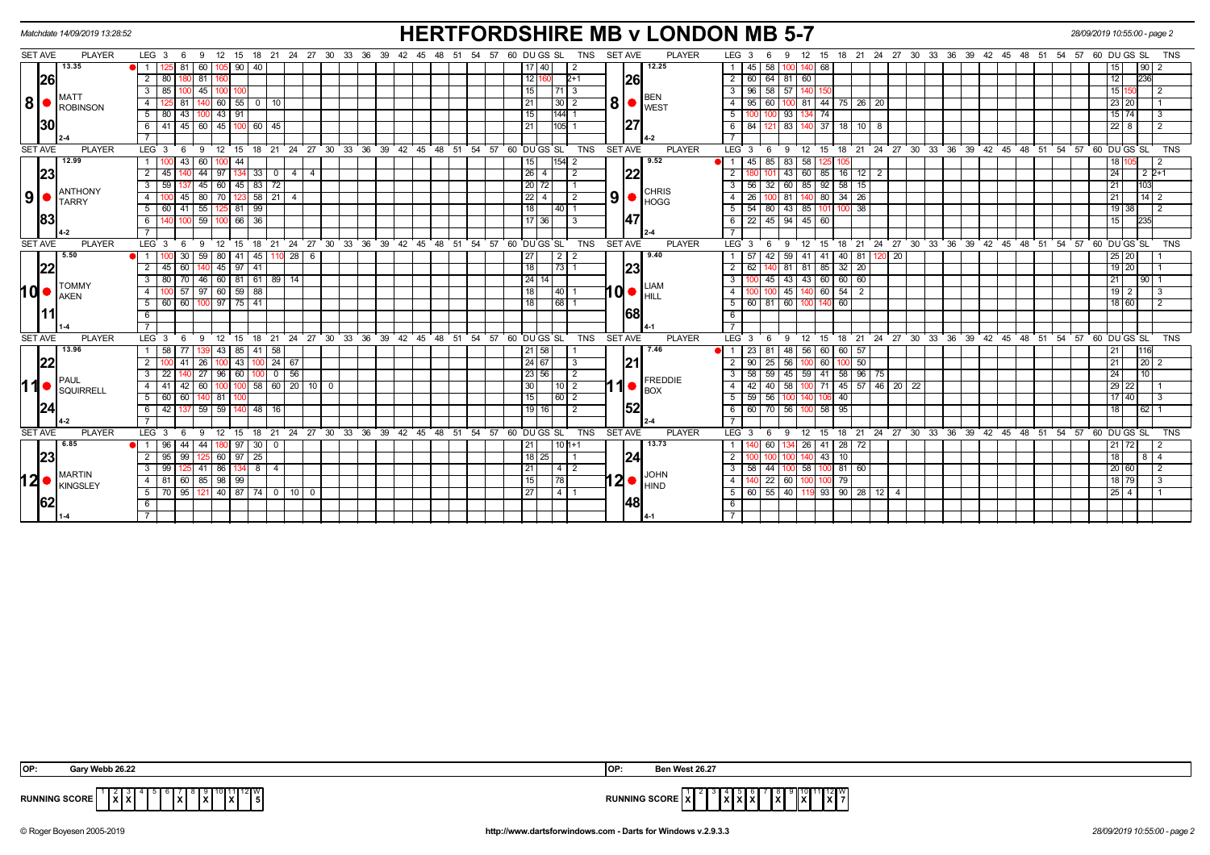Matchdate 14/09/2019 13:28:52

# HERTFORDSHIRE MB v LONDON MB 5-7

28/09/2019 10:55:00 - page 2

## Match 8: Matt Robinson v Ben West

| SET AVE | PLAYER | LEG | 3 | 6 | 9 | 12 | 15 | 18 | 21 | 24 | 27 | DU | GS | SL | TNS |
|---|---|---|---|---|---|---|---|---|---|---|---|---|---|---|---|
| 13.35 | MATT ROBINSON | 1 | 125 | 81 | 60 | 105 | 90 | 40 | | | | 17 | 40 | | 2 |
| 26 | | 2 | 80 | 180 | 81 | 160 | | | | | | 12 | 160 | | 2+1 |
| 30 | | 3 | 85 | 100 | 45 | 100 | 100 | | | | | 15 | | 71 | 3 |
| 2-4 | | 4 | 125 | 81 | 140 | 60 | 55 | 0 | 10 | | | 21 | | 30 | 2 |
| | | 5 | 80 | 43 | 100 | 43 | 91 | | | | | 15 | | 144 | 1 |
| | | 6 | 41 | 45 | 60 | 45 | 100 | 60 | 45 | | | 21 | | 105 | 1 |

| SET AVE | PLAYER | LEG | 3 | 6 | 9 | 12 | 15 | 18 | 21 | 24 | 27 | DU | GS | SL | TNS |
|---|---|---|---|---|---|---|---|---|---|---|---|---|---|---|---|
| 12.25 | BEN WEST | 1 | 45 | 58 | 100 | 140 | 68 | | | | | 15 | | 90 | 2 |
| 26 | | 2 | 60 | 64 | 81 | 60 | | | | | | 12 | | 236 | |
| 27 | | 3 | 96 | 58 | 57 | 140 | 150 | | | | | 15 | 150 | | 2 |
| 4-2 | | 4 | 95 | 60 | 100 | 81 | 44 | 75 | 26 | 20 | | 23 | 20 | | 1 |
| | | 5 | 100 | 100 | 93 | 134 | 74 | | | | | 15 | 74 | | 3 |
| | | 6 | 84 | 121 | 83 | 140 | 37 | 18 | 10 | 8 | | 22 | 8 | | 2 |

## Match 9: Anthony Tarry v Chris Hogg

| SET AVE | PLAYER | LEG | 3 | 6 | 9 | 12 | 15 | 18 | 21 | 24 | 27 | DU | GS | SL | TNS |
|---|---|---|---|---|---|---|---|---|---|---|---|---|---|---|---|
| 12.99 | ANTHONY TARRY | 1 | 100 | 43 | 60 | 100 | 44 | | | | | 15 | | 154 | 2 |
| 23 | | 2 | 45 | 140 | 44 | 97 | 134 | 33 | 0 | 4 | 4 | 26 | 4 | | 2 |
| 83 | | 3 | 59 | 137 | 45 | 60 | 45 | 83 | 72 | | | 20 | 72 | | 1 |
| 4-2 | | 4 | 100 | 45 | 80 | 70 | 123 | 58 | 21 | 4 | | 22 | 4 | | 2 |
| | | 5 | 60 | 41 | 55 | 125 | 81 | 99 | | | | 18 | | 40 | 1 |
| | | 6 | 140 | 100 | 59 | 100 | 66 | 36 | | | | 17 | 36 | | 3 |

| SET AVE | PLAYER | LEG | 3 | 6 | 9 | 12 | 15 | 18 | 21 | 24 | 27 | DU | GS | SL | TNS |
|---|---|---|---|---|---|---|---|---|---|---|---|---|---|---|---|
| 9.52 | CHRIS HOGG | 1 | 45 | 85 | 83 | 58 | 125 | 105 | | | | 18 | 105 | | 2 |
| 22 | | 2 | 180 | 101 | 43 | 60 | 85 | 16 | 12 | 2 | | 24 | | 2 | 2+1 |
| 47 | | 3 | 56 | 32 | 60 | 85 | 92 | 58 | 15 | | | 21 | | 103 | |
| 2-4 | | 4 | 26 | 100 | 81 | 140 | 80 | 34 | 26 | | | 21 | | 14 | 2 |
| | | 5 | 54 | 80 | 43 | 85 | 101 | 100 | 38 | | | 19 | 38 | | 2 |
| | | 6 | 22 | 45 | 94 | 45 | 60 | | | | | 15 | | 235 | |

## Match 10: Tommy Aken v Liam Hill

| SET AVE | PLAYER | LEG | 3 | 6 | 9 | 12 | 15 | 18 | 21 | 24 | 27 | DU | GS | SL | TNS |
|---|---|---|---|---|---|---|---|---|---|---|---|---|---|---|---|
| 5.50 | TOMMY AKEN | 1 | 100 | 30 | 59 | 80 | 41 | 45 | 110 | 28 | 6 | 27 | | 2 | 2 |
| 22 | | 2 | 45 | 60 | 140 | 45 | 97 | 41 | | | | 18 | | 73 | 1 |
| 11 | | 3 | 80 | 70 | 46 | 60 | 81 | 61 | 89 | 14 | | 24 | 14 | | |
| 1-4 | | 4 | 100 | 57 | 97 | 60 | 59 | 88 | | | | 18 | | 40 | 1 |
| | | 5 | 60 | 60 | 100 | 97 | 75 | 41 | | | | 18 | | 68 | 1 |

| SET AVE | PLAYER | LEG | 3 | 6 | 9 | 12 | 15 | 18 | 21 | 24 | 27 | DU | GS | SL | TNS |
|---|---|---|---|---|---|---|---|---|---|---|---|---|---|---|---|
| 9.40 | LIAM HILL | 1 | 57 | 42 | 59 | 41 | 41 | 40 | 81 | 120 | 20 | 25 | 20 | | 1 |
| 23 | | 2 | 62 | 140 | 81 | 81 | 85 | 32 | 20 | | | 19 | 20 | | 1 |
| 68 | | 3 | 100 | 45 | 43 | 43 | 60 | 60 | 60 | | | 21 | | 90 | 1 |
| 4-1 | | 4 | 100 | 100 | 45 | 140 | 60 | 54 | 2 | | | 19 | 2 | | 3 |
| | | 5 | 60 | 81 | 60 | 100 | 140 | 60 | | | | 18 | 60 | | 2 |

## Match 11: Paul Squirrell v Freddie Box

| SET AVE | PLAYER | LEG | 3 | 6 | 9 | 12 | 15 | 18 | 21 | 24 | 27 | 30 | DU | GS | SL | TNS |
|---|---|---|---|---|---|---|---|---|---|---|---|---|---|---|---|---|
| 13.96 | PAUL SQUIRRELL | 1 | 58 | 77 | 139 | 43 | 85 | 41 | 58 | | | | 21 | 58 | | 1 |
| 22 | | 2 | 100 | 41 | 26 | 100 | 43 | 100 | 24 | 67 | | | 24 | 67 | | 3 |
| 24 | | 3 | 22 | 140 | 27 | 96 | 60 | 100 | 0 | 56 | | | 23 | 56 | | 2 |
| 4-2 | | 4 | 41 | 42 | 60 | 100 | 100 | 58 | 60 | 20 | 10 | 0 | 30 | | 10 | 2 |
| | | 5 | 60 | 60 | 140 | 81 | 100 | | | | | | 15 | | 60 | 2 |
| | | 6 | 42 | 137 | 59 | 59 | 140 | 48 | 16 | | | | 19 | 16 | | 2 |

| SET AVE | PLAYER | LEG | 3 | 6 | 9 | 12 | 15 | 18 | 21 | 24 | 27 | 30 | DU | GS | SL | TNS |
|---|---|---|---|---|---|---|---|---|---|---|---|---|---|---|---|---|
| 7.46 | FREDDIE BOX | 1 | 23 | 81 | 48 | 56 | 60 | 60 | 57 | | | | 21 | | 116 | |
| 21 | | 2 | 90 | 25 | 56 | 100 | 60 | 100 | 50 | | | | 21 | | 20 | 2 |
| 52 | | 3 | 58 | 59 | 45 | 59 | 41 | 58 | 96 | 75 | | | 24 | | 10 | |
| 2-4 | | 4 | 42 | 40 | 58 | 100 | 71 | 45 | 57 | 46 | 20 | 22 | 29 | 22 | | 1 |
| | | 5 | 59 | 56 | 100 | 140 | 106 | 40 | | | | | 17 | 40 | | 3 |
| | | 6 | 60 | 70 | 56 | 100 | 58 | 95 | | | | | 18 | | 62 | 1 |

## Match 12: Martin Kingsley v John Hind

| SET AVE | PLAYER | LEG | 3 | 6 | 9 | 12 | 15 | 18 | 21 | 24 | 27 | DU | GS | SL | TNS |
|---|---|---|---|---|---|---|---|---|---|---|---|---|---|---|---|
| 6.85 | MARTIN KINGSLEY | 1 | 96 | 44 | 44 | 180 | 97 | 30 | 0 | | | 21 | | 10 | 1+1 |
| 23 | | 2 | 95 | 99 | 125 | 60 | 97 | 25 | | | | 18 | 25 | | 1 |
| 62 | | 3 | 99 | 125 | 41 | 86 | 134 | 8 | 4 | | | 21 | | 4 | 2 |
| 1-4 | | 4 | 81 | 60 | 85 | 98 | 99 | | | | | 15 | | 78 | |
| | | 5 | 70 | 95 | 121 | 40 | 87 | 74 | 0 | 10 | 0 | 27 | | 4 | 1 |

| SET AVE | PLAYER | LEG | 3 | 6 | 9 | 12 | 15 | 18 | 21 | 24 | 27 | DU | GS | SL | TNS |
|---|---|---|---|---|---|---|---|---|---|---|---|---|---|---|---|
| 13.73 | JOHN HIND | 1 | 140 | 60 | 134 | 26 | 41 | 28 | 72 | | | 21 | 72 | | 2 |
| 24 | | 2 | 100 | 100 | 100 | 140 | 43 | 10 | | | | 18 | | 8 | 4 |
| 48 | | 3 | 58 | 44 | 100 | 58 | 100 | 81 | 60 | | | 20 | 60 | | 2 |
| 4-1 | | 4 | 140 | 22 | 60 | 100 | 100 | 79 | | | | 18 | 79 | | 3 |
| | | 5 | 60 | 55 | 40 | 119 | 93 | 90 | 28 | 12 | 4 | 25 | 4 | | 1 |

OP: Gary Webb 26.22

OP: Ben West 26.27

| RUNNING SCORE | 1 | 2 | 3 | 4 | 5 | 6 | 7 | 8 | 9 | 10 | 11 | 12 | W |
|---|---|---|---|---|---|---|---|---|---|---|---|---|---|
| Hertfordshire | | X | X | | | | X | | X | | X | | 5 |
| London | X | | | X | X | X | | X | | X | | X | 7 |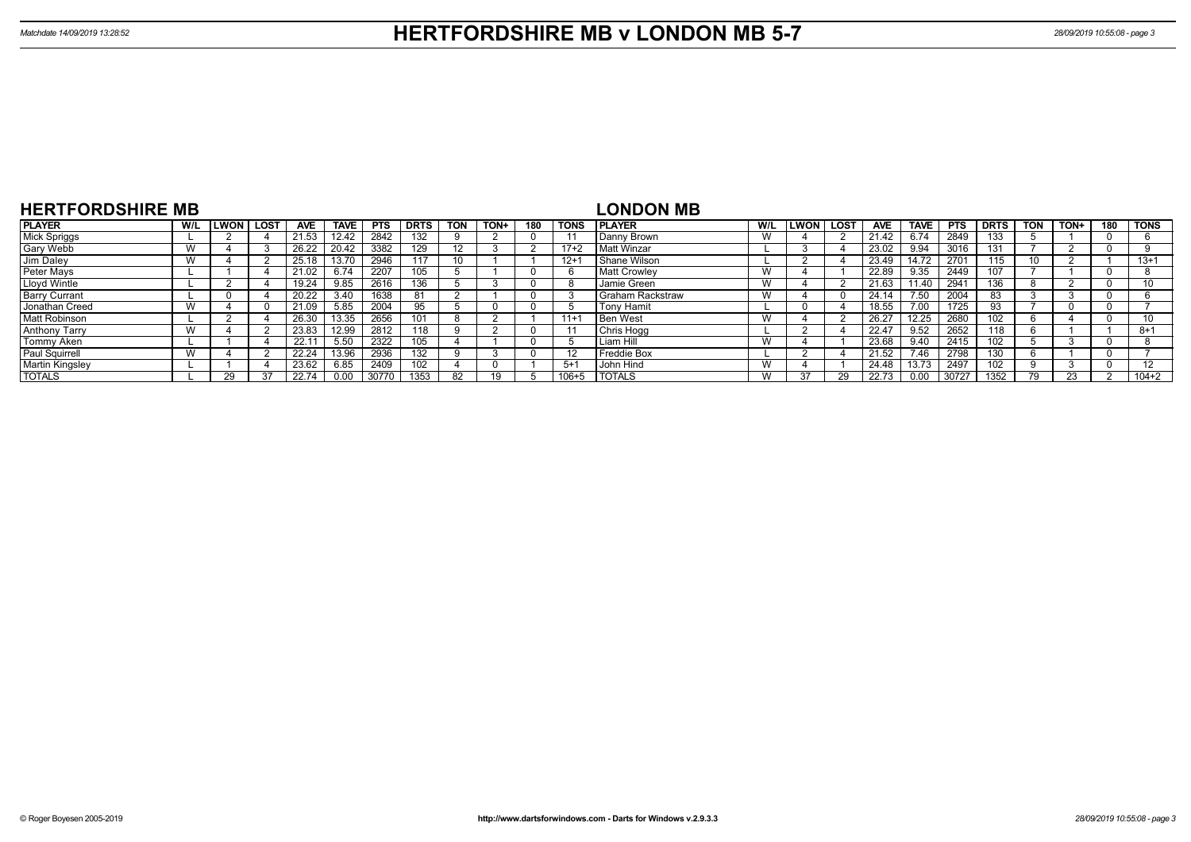# HERTFORDSHIRE MB v LONDON MB 5-7

## HERTFORDSHIRE MB

| PLAYER | W/L | LWON | LOST | AVE | TAVE | PTS | DRTS | TON | TON+ | 180 | TONS |
|---|---|---|---|---|---|---|---|---|---|---|---|
| Mick Spriggs | L | 2 | 4 | 21.53 | 12.42 | 2842 | 132 | 9 | 2 | 0 | 11 |
| Gary Webb | W | 4 | 3 | 26.22 | 20.42 | 3382 | 129 | 12 | 3 | 2 | 17+2 |
| Jim Daley | W | 4 | 2 | 25.18 | 13.70 | 2946 | 117 | 10 | 1 | 1 | 12+1 |
| Peter Mays | L | 1 | 4 | 21.02 | 6.74 | 2207 | 105 | 5 | 1 | 0 | 6 |
| Lloyd Wintle | L | 2 | 4 | 19.24 | 9.85 | 2616 | 136 | 5 | 3 | 0 | 8 |
| Barry Currant | L | 0 | 4 | 20.22 | 3.40 | 1638 | 81 | 2 | 1 | 0 | 3 |
| Jonathan Creed | W | 4 | 0 | 21.09 | 5.85 | 2004 | 95 | 5 | 0 | 0 | 5 |
| Matt Robinson | L | 2 | 4 | 26.30 | 13.35 | 2656 | 101 | 8 | 2 | 1 | 11+1 |
| Anthony Tarry | W | 4 | 2 | 23.83 | 12.99 | 2812 | 118 | 9 | 2 | 0 | 11 |
| Tommy Aken | L | 1 | 4 | 22.11 | 5.50 | 2322 | 105 | 4 | 1 | 0 | 5 |
| Paul Squirrell | W | 4 | 2 | 22.24 | 13.96 | 2936 | 132 | 9 | 3 | 0 | 12 |
| Martin Kingsley | L | 1 | 4 | 23.62 | 6.85 | 2409 | 102 | 4 | 0 | 1 | 5+1 |
| TOTALS | L | 29 | 37 | 22.74 | 0.00 | 30770 | 1353 | 82 | 19 | 5 | 106+5 |

## LONDON MB

| PLAYER | W/L | LWON | LOST | AVE | TAVE | PTS | DRTS | TON | TON+ | 180 | TONS |
|---|---|---|---|---|---|---|---|---|---|---|---|
| Danny Brown | W | 4 | 2 | 21.42 | 6.74 | 2849 | 133 | 5 | 1 | 0 | 6 |
| Matt Winzar | L | 3 | 4 | 23.02 | 9.94 | 3016 | 131 | 7 | 2 | 0 | 9 |
| Shane Wilson | L | 2 | 4 | 23.49 | 14.72 | 2701 | 115 | 10 | 2 | 1 | 13+1 |
| Matt Crowley | W | 4 | 1 | 22.89 | 9.35 | 2449 | 107 | 7 | 1 | 0 | 8 |
| Jamie Green | W | 4 | 2 | 21.63 | 11.40 | 2941 | 136 | 8 | 2 | 0 | 10 |
| Graham Rackstraw | W | 4 | 0 | 24.14 | 7.50 | 2004 | 83 | 3 | 3 | 0 | 6 |
| Tony Hamit | L | 0 | 4 | 18.55 | 7.00 | 1725 | 93 | 7 | 0 | 0 | 7 |
| Ben West | W | 4 | 2 | 26.27 | 12.25 | 2680 | 102 | 6 | 4 | 0 | 10 |
| Chris Hogg | L | 2 | 4 | 22.47 | 9.52 | 2652 | 118 | 6 | 1 | 1 | 8+1 |
| Liam Hill | W | 4 | 1 | 23.68 | 9.40 | 2415 | 102 | 5 | 3 | 0 | 8 |
| Freddie Box | L | 2 | 4 | 21.52 | 7.46 | 2798 | 130 | 6 | 1 | 0 | 7 |
| John Hind | W | 4 | 1 | 24.48 | 13.73 | 2497 | 102 | 9 | 3 | 0 | 12 |
| TOTALS | W | 37 | 29 | 22.73 | 0.00 | 30727 | 1352 | 79 | 23 | 2 | 104+2 |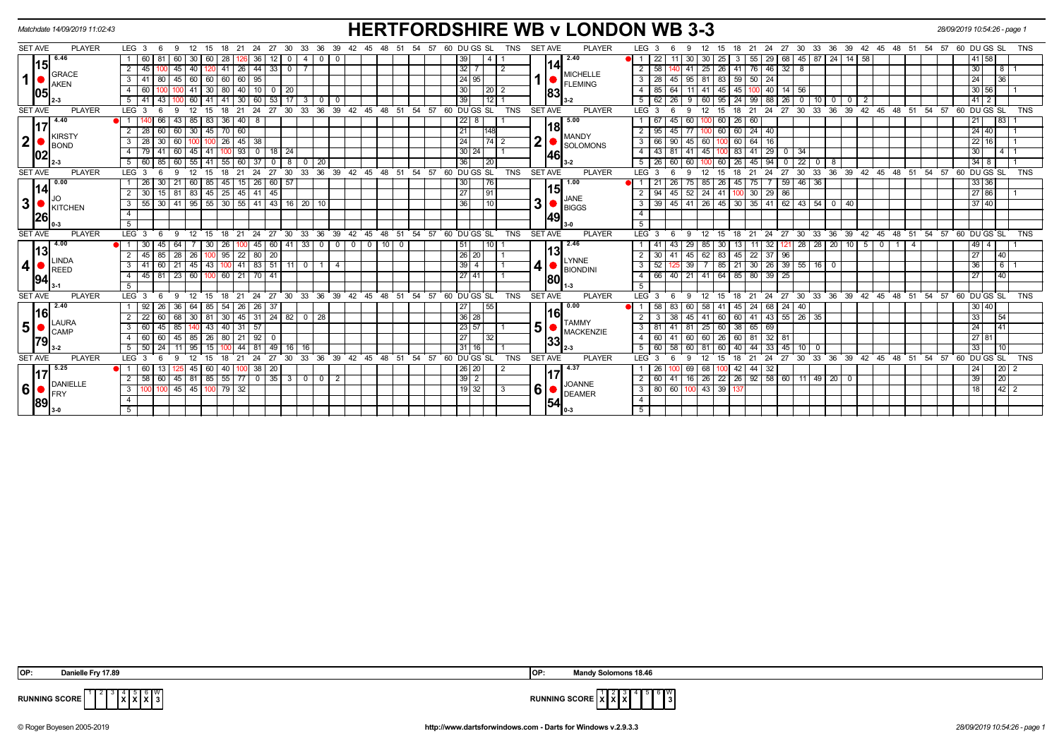Matchdate 14/09/2019 11:02:43

# HERTFORDSHIRE WB v LONDON WB 3-3

28/09/2019 10:54:26 - page 1

## Set 1

| SET AVE | PLAYER | LEG | 3 | 6 | 9 | 12 | 15 | 18 | 21 | 24 | 27 | 30 | 33 | 36 | 39 | DU | GS | SL | TNS |
|---|---|---|---|---|---|---|---|---|---|---|---|---|---|---|---|---|---|---|---|
| 15.05 (6.46) | GRACE AKEN (2-3) | 1 | 60 | 81 | 60 | 30 | 60 | 28 | 126 | 36 | 12 | 0 | 4 | 0 | 0 | 39 | | 4 | 1 |
| | | 2 | 45 | 100 | 45 | 40 | 120 | 41 | 26 | 44 | 33 | 0 | 7 | | | 32 | 7 | | 2 |
| | | 3 | 41 | 80 | 45 | 60 | 60 | 60 | 60 | 95 | | | | | | 24 | 95 | | |
| | | 4 | 60 | 100 | 100 | 41 | 30 | 80 | 40 | 10 | 0 | 20 | | | | 30 | | 20 | 2 |
| | | 5 | 41 | 43 | 100 | 60 | 41 | 41 | 30 | 60 | 53 | 17 | 3 | 0 | 0 | 39 | | 12 | 1 |

| SET AVE | PLAYER | LEG | 3 | 6 | 9 | 12 | 15 | 18 | 21 | 24 | 27 | 30 | 33 | 36 | 39 | 42 | 45 | DU | GS | SL | TNS |
|---|---|---|---|---|---|---|---|---|---|---|---|---|---|---|---|---|---|---|---|---|---|
| 14.83 (2.40) | MICHELLE FLEMING (3-2) | 1 | 22 | 11 | 30 | 30 | 25 | 3 | 55 | 29 | 68 | 45 | 87 | 24 | 14 | 58 | | 41 | 58 | | |
| | | 2 | 58 | 140 | 41 | 25 | 26 | 41 | 76 | 46 | 32 | 8 | | | | | | 30 | | 8 | 1 |
| | | 3 | 28 | 45 | 95 | 81 | 83 | 59 | 50 | 24 | | | | | | | | 24 | | 36 | |
| | | 4 | 85 | 64 | 11 | 41 | 45 | 45 | 100 | 40 | 14 | 56 | | | | | | 30 | 56 | | 1 |
| | | 5 | 62 | 26 | 9 | 60 | 95 | 24 | 99 | 88 | 26 | 0 | 10 | 0 | 0 | 2 | | 41 | 2 | | |

## Set 2

| SET AVE | PLAYER | LEG | 3 | 6 | 9 | 12 | 15 | 18 | 21 | 24 | 27 | 30 | 33 | DU | GS | SL | TNS |
|---|---|---|---|---|---|---|---|---|---|---|---|---|---|---|---|---|---|
| 17.02 (4.40) | KIRSTY BOND (2-3) | 1 | 140 | 66 | 43 | 85 | 83 | 36 | 40 | 8 | | | | 22 | 8 | | 1 |
| | | 2 | 28 | 60 | 60 | 30 | 45 | 70 | 60 | | | | | 21 | | 148 | |
| | | 3 | 28 | 30 | 60 | 100 | 100 | 26 | 45 | 38 | | | | 24 | | 74 | 2 |
| | | 4 | 79 | 41 | 60 | 45 | 41 | 100 | 93 | 0 | 18 | 24 | | 30 | 24 | | 1 |
| | | 5 | 60 | 85 | 60 | 55 | 41 | 55 | 60 | 37 | 0 | 8 | 0 | 20 | 36 | | 20 | |

| SET AVE | PLAYER | LEG | 3 | 6 | 9 | 12 | 15 | 18 | 21 | 24 | 27 | 30 | 33 | 36 | DU | GS | SL | TNS |
|---|---|---|---|---|---|---|---|---|---|---|---|---|---|---|---|---|---|---|
| 18.46 (5.00) | MANDY SOLOMONS (3-2) | 1 | 67 | 45 | 60 | 100 | 60 | 26 | 60 | | | | | | 21 | | 83 | 1 |
| | | 2 | 95 | 45 | 77 | 100 | 60 | 60 | 24 | 40 | | | | | 24 | 40 | | 1 |
| | | 3 | 66 | 90 | 45 | 60 | 100 | 60 | 64 | 16 | | | | | 22 | 16 | | 1 |
| | | 4 | 43 | 81 | 41 | 45 | 100 | 83 | 41 | 29 | 0 | 34 | | | 30 | | 4 | 1 |
| | | 5 | 26 | 60 | 60 | 100 | 60 | 26 | 45 | 94 | 0 | 22 | 0 | 8 | 34 | 8 | | 1 |

## Set 3

| SET AVE | PLAYER | LEG | 3 | 6 | 9 | 12 | 15 | 18 | 21 | 24 | 27 | 30 | 33 | 36 | DU | GS | SL | TNS |
|---|---|---|---|---|---|---|---|---|---|---|---|---|---|---|---|---|---|---|
| 14.26 (0.00) | JO KITCHEN (0-3) | 1 | 26 | 30 | 21 | 60 | 85 | 45 | 15 | 26 | 60 | 57 | | | 30 | | 76 | |
| | | 2 | 30 | 15 | 81 | 83 | 45 | 25 | 45 | 41 | 45 | | | | 27 | | 91 | |
| | | 3 | 55 | 30 | 41 | 95 | 55 | 30 | 55 | 41 | 43 | 16 | 20 | 10 | 36 | | 10 | |

| SET AVE | PLAYER | LEG | 3 | 6 | 9 | 12 | 15 | 18 | 21 | 24 | 27 | 30 | 33 | 36 | 39 | DU | GS | SL | TNS |
|---|---|---|---|---|---|---|---|---|---|---|---|---|---|---|---|---|---|---|---|
| 15.49 (1.00) | JANE BIGGS (3-0) | 1 | 21 | 26 | 75 | 85 | 26 | 45 | 75 | 7 | 59 | 46 | 36 | | | 33 | 36 | | |
| | | 2 | 94 | 45 | 52 | 24 | 41 | 100 | 30 | 29 | 86 | | | | | 27 | 86 | | 1 |
| | | 3 | 39 | 45 | 41 | 26 | 45 | 30 | 35 | 41 | 62 | 43 | 54 | 0 | 40 | 37 | 40 | | |

## Set 4

| SET AVE | PLAYER | LEG | 3 | 6 | 9 | 12 | 15 | 18 | 21 | 24 | 27 | 30 | 33 | 36 | 39 | 42 | 45 | 48 | 51 | DU | GS | SL | TNS |
|---|---|---|---|---|---|---|---|---|---|---|---|---|---|---|---|---|---|---|---|---|---|---|---|
| 13.94 (4.00) | LINDA REED (3-1) | 1 | 30 | 45 | 64 | 7 | 30 | 26 | 100 | 45 | 60 | 41 | 33 | 0 | 0 | 0 | 0 | 10 | 0 | 51 | | 10 | 1 |
| | | 2 | 45 | 85 | 28 | 26 | 100 | 95 | 22 | 80 | 20 | | | | | | | | | 26 | 20 | | 1 |
| | | 3 | 41 | 60 | 21 | 45 | 43 | 100 | 41 | 83 | 51 | 11 | 0 | 1 | 4 | | | | | 39 | 4 | | 1 |
| | | 4 | 45 | 81 | 23 | 60 | 100 | 60 | 21 | 70 | 41 | | | | | | | | | 27 | 41 | | 1 |

| SET AVE | PLAYER | LEG | 3 | 6 | 9 | 12 | 15 | 18 | 21 | 24 | 27 | 30 | 33 | 36 | 39 | 42 | 45 | 48 | DU | GS | SL | TNS |
|---|---|---|---|---|---|---|---|---|---|---|---|---|---|---|---|---|---|---|---|---|---|---|
| 13.80 (2.46) | LYNNE BIONDINI (1-3) | 1 | 41 | 43 | 29 | 85 | 30 | 13 | 11 | 32 | 121 | 28 | 28 | 20 | 10 | 5 | 0 | 1 | 4 | 49 | 4 | | 1 |
| | | 2 | 30 | 41 | 45 | 62 | 83 | 45 | 22 | 37 | 96 | | | | | | | | | 27 | | 40 | |
| | | 3 | 52 | 125 | 39 | 7 | 85 | 21 | 30 | 26 | 39 | 55 | 16 | 0 | | | | | | 36 | | 6 | 1 |
| | | 4 | 66 | 40 | 21 | 41 | 64 | 85 | 80 | 39 | 25 | | | | | | | | | 27 | | 40 | |

## Set 5

| SET AVE | PLAYER | LEG | 3 | 6 | 9 | 12 | 15 | 18 | 21 | 24 | 27 | 30 | 33 | 36 | DU | GS | SL | TNS |
|---|---|---|---|---|---|---|---|---|---|---|---|---|---|---|---|---|---|---|
| 16.79 (2.40) | LAURA CAMP (3-2) | 1 | 92 | 26 | 36 | 64 | 85 | 54 | 26 | 26 | 37 | | | | 27 | | 55 | |
| | | 2 | 22 | 60 | 68 | 30 | 81 | 30 | 45 | 31 | 24 | 82 | 0 | 28 | 36 | 28 | | |
| | | 3 | 60 | 45 | 85 | 140 | 43 | 40 | 31 | 57 | | | | | 23 | 57 | | 1 |
| | | 4 | 60 | 60 | 45 | 85 | 26 | 80 | 21 | 92 | 0 | | | | 27 | | 32 | |
| | | 5 | 50 | 24 | 11 | 95 | 15 | 100 | 44 | 81 | 49 | 16 | 16 | | 31 | 16 | | 1 |

| SET AVE | PLAYER | LEG | 3 | 6 | 9 | 12 | 15 | 18 | 21 | 24 | 27 | 30 | 33 | DU | GS | SL | TNS |
|---|---|---|---|---|---|---|---|---|---|---|---|---|---|---|---|---|---|
| 16.33 (0.00) | TAMMY MACKENZIE (2-3) | 1 | 58 | 83 | 60 | 58 | 41 | 45 | 24 | 68 | 24 | 40 | | 30 | 40 | | |
| | | 2 | 3 | 38 | 45 | 41 | 60 | 60 | 41 | 43 | 55 | 26 | 35 | 33 | | 54 | |
| | | 3 | 81 | 41 | 81 | 25 | 60 | 38 | 65 | 69 | | | | 24 | | 41 | |
| | | 4 | 60 | 41 | 60 | 60 | 26 | 60 | 81 | 32 | 81 | | | 27 | 81 | | |
| | | 5 | 60 | 58 | 60 | 81 | 60 | 40 | 44 | 33 | 45 | 10 | 0 | 33 | | 10 | |

## Set 6

| SET AVE | PLAYER | LEG | 3 | 6 | 9 | 12 | 15 | 18 | 21 | 24 | 27 | 30 | 33 | 36 | 39 | DU | GS | SL | TNS |
|---|---|---|---|---|---|---|---|---|---|---|---|---|---|---|---|---|---|---|---|
| 17.89 (5.25) | DANIELLE FRY (3-0) | 1 | 60 | 13 | 125 | 45 | 60 | 40 | 100 | 38 | 20 | | | | | 26 | 20 | | 2 |
| | | 2 | 58 | 60 | 45 | 81 | 85 | 55 | 77 | 0 | 35 | 3 | 0 | 0 | 2 | 39 | 2 | | |
| | | 3 | 100 | 100 | 45 | 45 | 100 | 79 | 32 | | | | | | | 19 | 32 | | 3 |

| SET AVE | PLAYER | LEG | 3 | 6 | 9 | 12 | 15 | 18 | 21 | 24 | 27 | 30 | 33 | 36 | 39 | DU | GS | SL | TNS |
|---|---|---|---|---|---|---|---|---|---|---|---|---|---|---|---|---|---|---|---|
| 17.54 (4.37) | JOANNE DEAMER (0-3) | 1 | 26 | 100 | 69 | 68 | 100 | 42 | 44 | 32 | | | | | | 24 | | 20 | 2 |
| | | 2 | 60 | 41 | 16 | 26 | 22 | 26 | 92 | 58 | 60 | 11 | 49 | 20 | 0 | 39 | | 20 | |
| | | 3 | 80 | 60 | 100 | 43 | 39 | 137 | | | | | | | | 18 | | 42 | 2 |

OP: Danielle Fry 17.89

OP: Mandy Solomons 18.46

RUNNING SCORE (Hertfordshire WB): Sets 4, 5, 6 won (X X X) — W: 3

RUNNING SCORE (London WB): Sets 1, 2, 3 won (X X X) — W: 3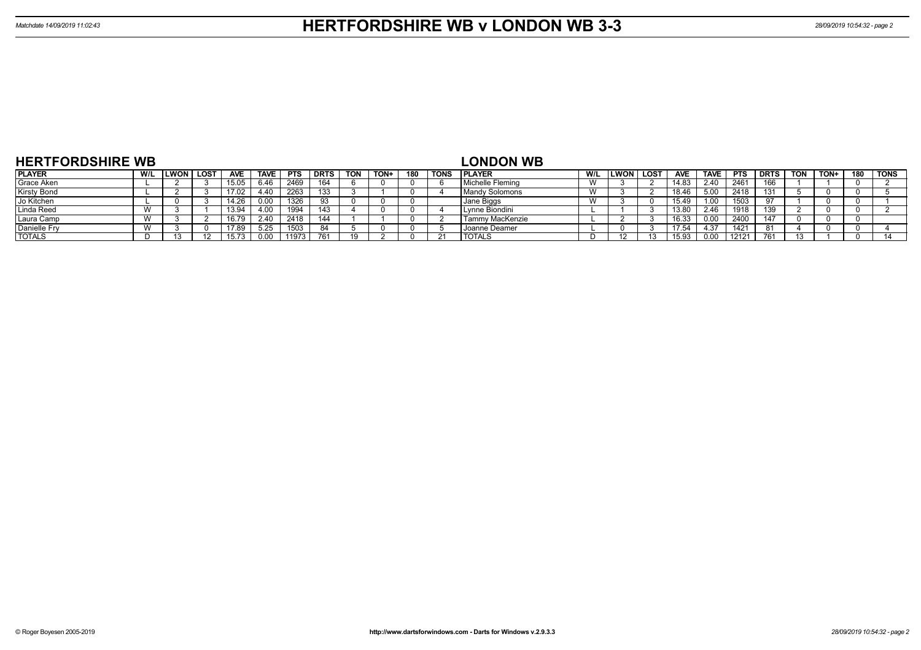# HERTFORDSHIRE WB v LONDON WB 3-3

Matchdate 14/09/2019 11:02:43

## HERTFORDSHIRE WB

| PLAYER | W/L | LWON | LOST | AVE | TAVE | PTS | DRTS | TON | TON+ | 180 | TONS |
|---|---|---|---|---|---|---|---|---|---|---|---|
| Grace Aken | L | 2 | 3 | 15.05 | 6.46 | 2469 | 164 | 6 | 0 | 0 | 6 |
| Kirsty Bond | L | 2 | 3 | 17.02 | 4.40 | 2263 | 133 | 3 | 1 | 0 | 4 |
| Jo Kitchen | L | 0 | 3 | 14.26 | 0.00 | 1326 | 93 | 0 | 0 | 0 | |
| Linda Reed | W | 3 | 1 | 13.94 | 4.00 | 1994 | 143 | 4 | 0 | 0 | 4 |
| Laura Camp | W | 3 | 2 | 16.79 | 2.40 | 2418 | 144 | 1 | 1 | 0 | 2 |
| Danielle Fry | W | 3 | 0 | 17.89 | 5.25 | 1503 | 84 | 5 | 0 | 0 | 5 |
| TOTALS | D | 13 | 12 | 15.73 | 0.00 | 11973 | 761 | 19 | 2 | 0 | 21 |

## LONDON WB

| PLAYER | W/L | LWON | LOST | AVE | TAVE | PTS | DRTS | TON | TON+ | 180 | TONS |
|---|---|---|---|---|---|---|---|---|---|---|---|
| Michelle Fleming | W | 3 | 2 | 14.83 | 2.40 | 2461 | 166 | 1 | 1 | 0 | 2 |
| Mandy Solomons | W | 3 | 2 | 18.46 | 5.00 | 2418 | 131 | 5 | 0 | 0 | 5 |
| Jane Biggs | W | 3 | 0 | 15.49 | 1.00 | 1503 | 97 | 1 | 0 | 0 | 1 |
| Lynne Biondini | L | 1 | 3 | 13.80 | 2.46 | 1918 | 139 | 2 | 0 | 0 | 2 |
| Tammy MacKenzie | L | 2 | 3 | 16.33 | 0.00 | 2400 | 147 | 0 | 0 | 0 | |
| Joanne Deamer | L | 0 | 3 | 17.54 | 4.37 | 1421 | 81 | 4 | 0 | 0 | 4 |
| TOTALS | D | 12 | 13 | 15.93 | 0.00 | 12121 | 761 | 13 | 1 | 0 | 14 |